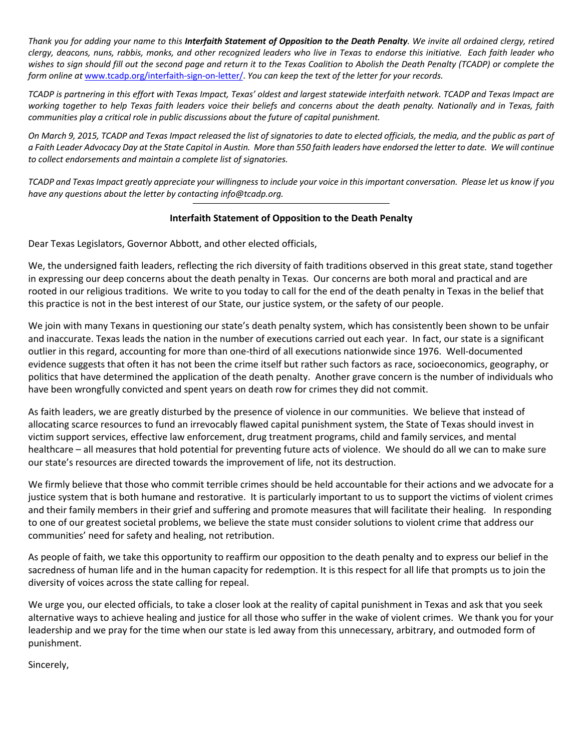*Thank you for adding your name to this **Interfaith Statement of Opposition to the Death Penalty**. We invite all ordained clergy, retired clergy, deacons, nuns, rabbis, monks, and other recognized leaders who live in Texas to endorse this initiative. Each faith leader who wishes to sign should fill out the second page and return it to the Texas Coalition to Abolish the Death Penalty (TCADP) or complete the form online at* www.tcadp.org/interfaith-sign-on-letter/. *You can keep the text of the letter for your records.*

*TCADP is partnering in this effort with Texas Impact, Texas' oldest and largest statewide interfaith network. TCADP and Texas Impact are working together to help Texas faith leaders voice their beliefs and concerns about the death penalty. Nationally and in Texas, faith communities play a critical role in public discussions about the future of capital punishment.*

*On March 9, 2015, TCADP and Texas Impact released the list of signatories to date to elected officials, the media, and the public as part of a Faith Leader Advocacy Day at the State Capitol in Austin. More than 550 faith leaders have endorsed the letter to date. We will continue to collect endorsements and maintain a complete list of signatories.*

*TCADP and Texas Impact greatly appreciate your willingness to include your voice in this important conversation. Please let us know if you have any questions about the letter by contacting info@tcadp.org.*

---

**Interfaith Statement of Opposition to the Death Penalty**

Dear Texas Legislators, Governor Abbott, and other elected officials,

We, the undersigned faith leaders, reflecting the rich diversity of faith traditions observed in this great state, stand together in expressing our deep concerns about the death penalty in Texas. Our concerns are both moral and practical and are rooted in our religious traditions. We write to you today to call for the end of the death penalty in Texas in the belief that this practice is not in the best interest of our State, our justice system, or the safety of our people.

We join with many Texans in questioning our state's death penalty system, which has consistently been shown to be unfair and inaccurate. Texas leads the nation in the number of executions carried out each year. In fact, our state is a significant outlier in this regard, accounting for more than one-third of all executions nationwide since 1976. Well-documented evidence suggests that often it has not been the crime itself but rather such factors as race, socioeconomics, geography, or politics that have determined the application of the death penalty. Another grave concern is the number of individuals who have been wrongfully convicted and spent years on death row for crimes they did not commit.

As faith leaders, we are greatly disturbed by the presence of violence in our communities. We believe that instead of allocating scarce resources to fund an irrevocably flawed capital punishment system, the State of Texas should invest in victim support services, effective law enforcement, drug treatment programs, child and family services, and mental healthcare – all measures that hold potential for preventing future acts of violence. We should do all we can to make sure our state's resources are directed towards the improvement of life, not its destruction.

We firmly believe that those who commit terrible crimes should be held accountable for their actions and we advocate for a justice system that is both humane and restorative. It is particularly important to us to support the victims of violent crimes and their family members in their grief and suffering and promote measures that will facilitate their healing. In responding to one of our greatest societal problems, we believe the state must consider solutions to violent crime that address our communities' need for safety and healing, not retribution.

As people of faith, we take this opportunity to reaffirm our opposition to the death penalty and to express our belief in the sacredness of human life and in the human capacity for redemption. It is this respect for all life that prompts us to join the diversity of voices across the state calling for repeal.

We urge you, our elected officials, to take a closer look at the reality of capital punishment in Texas and ask that you seek alternative ways to achieve healing and justice for all those who suffer in the wake of violent crimes. We thank you for your leadership and we pray for the time when our state is led away from this unnecessary, arbitrary, and outmoded form of punishment.

Sincerely,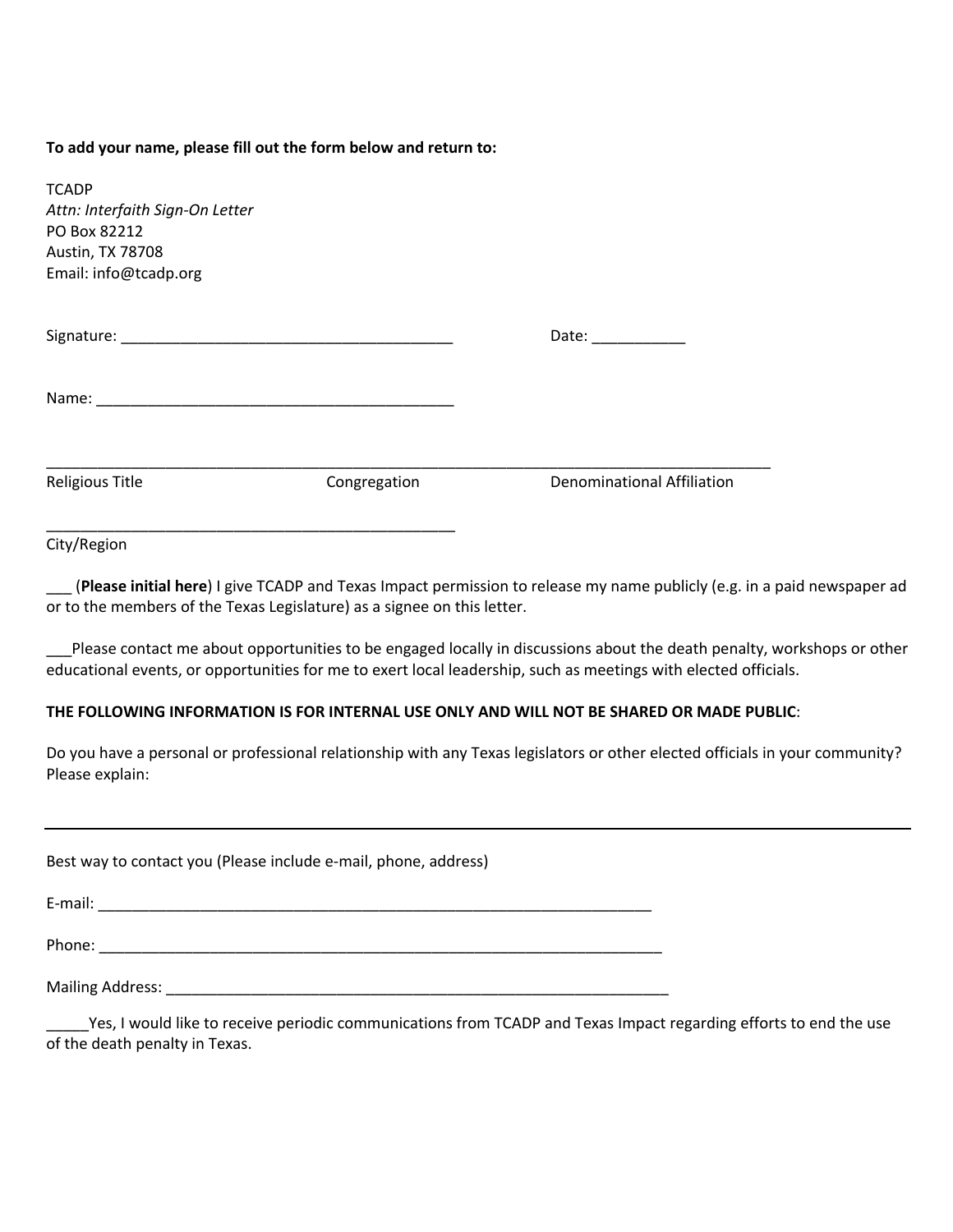**To add your name, please fill out the form below and return to:**

TCADP
*Attn: Interfaith Sign-On Letter*
PO Box 82212
Austin, TX 78708
Email: info@tcadp.org

Signature: ________________________________________ Date: ___________

Name: ____________________________________________

_____________________________________________________________________________________

Religious Title Congregation Denominational Affiliation

__________________________________________________

City/Region

___ (**Please initial here**) I give TCADP and Texas Impact permission to release my name publicly (e.g. in a paid newspaper ad or to the members of the Texas Legislature) as a signee on this letter.

___Please contact me about opportunities to be engaged locally in discussions about the death penalty, workshops or other educational events, or opportunities for me to exert local leadership, such as meetings with elected officials.

**THE FOLLOWING INFORMATION IS FOR INTERNAL USE ONLY AND WILL NOT BE SHARED OR MADE PUBLIC**:

Do you have a personal or professional relationship with any Texas legislators or other elected officials in your community? Please explain:

_____________________________________________________________________________________

Best way to contact you (Please include e-mail, phone, address)

E-mail: ____________________________________________________________________

Phone: ____________________________________________________________________

Mailing Address: ____________________________________________________________

_____Yes, I would like to receive periodic communications from TCADP and Texas Impact regarding efforts to end the use of the death penalty in Texas.